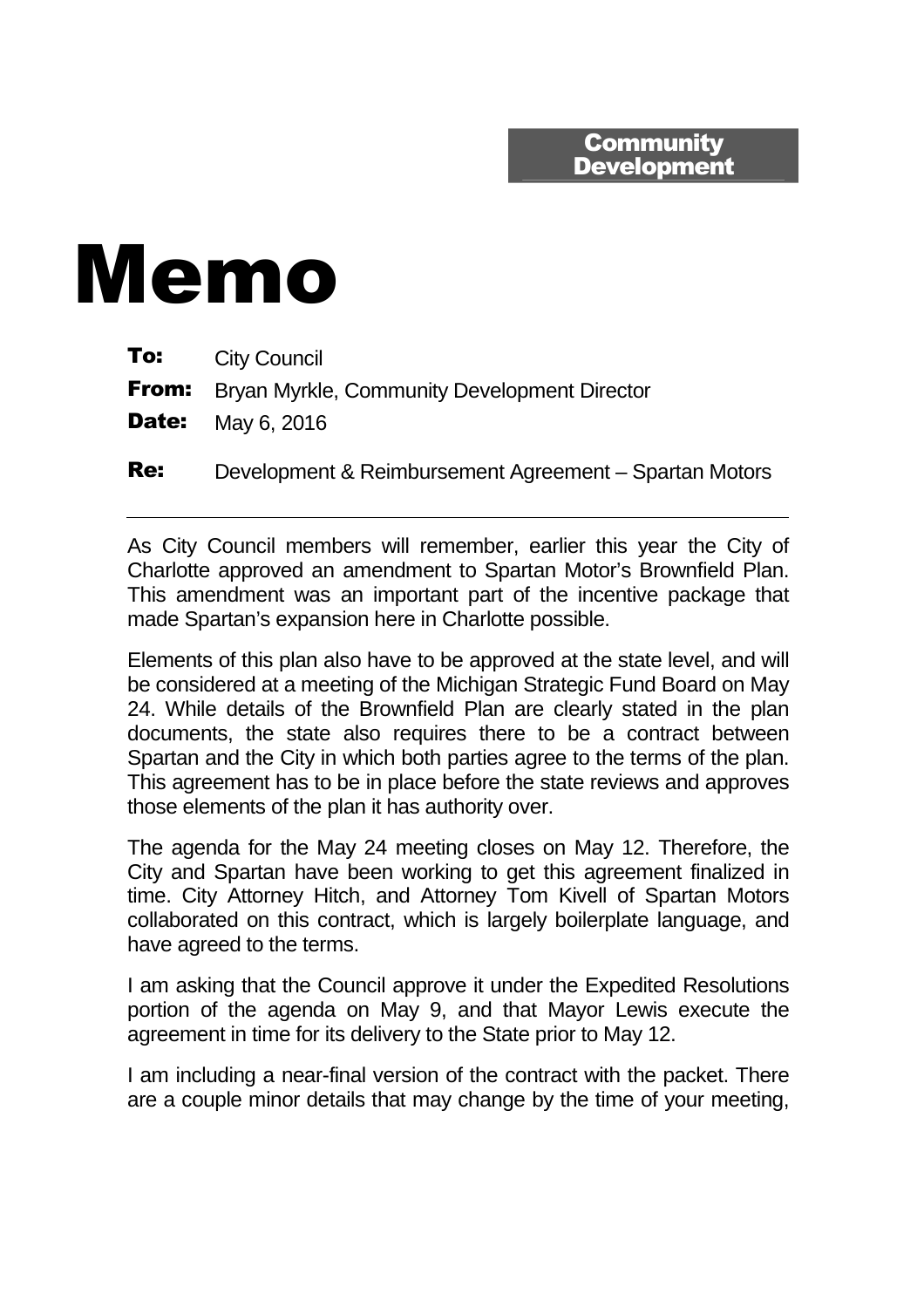**Community Development**

# Memo

**To:** City Council

**From:** Bryan Myrkle, Community Development Director

**Date:** May 6, 2016

**Re:** Development & Reimbursement Agreement – Spartan Motors

---

As City Council members will remember, earlier this year the City of Charlotte approved an amendment to Spartan Motor's Brownfield Plan. This amendment was an important part of the incentive package that made Spartan's expansion here in Charlotte possible.

Elements of this plan also have to be approved at the state level, and will be considered at a meeting of the Michigan Strategic Fund Board on May 24. While details of the Brownfield Plan are clearly stated in the plan documents, the state also requires there to be a contract between Spartan and the City in which both parties agree to the terms of the plan. This agreement has to be in place before the state reviews and approves those elements of the plan it has authority over.

The agenda for the May 24 meeting closes on May 12. Therefore, the City and Spartan have been working to get this agreement finalized in time. City Attorney Hitch, and Attorney Tom Kivell of Spartan Motors collaborated on this contract, which is largely boilerplate language, and have agreed to the terms.

I am asking that the Council approve it under the Expedited Resolutions portion of the agenda on May 9, and that Mayor Lewis execute the agreement in time for its delivery to the State prior to May 12.

I am including a near-final version of the contract with the packet. There are a couple minor details that may change by the time of your meeting,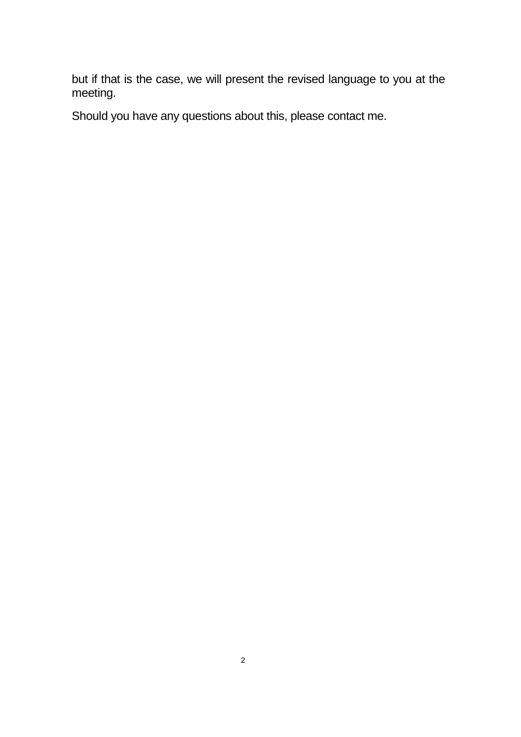but if that is the case, we will present the revised language to you at the meeting.

Should you have any questions about this, please contact me.